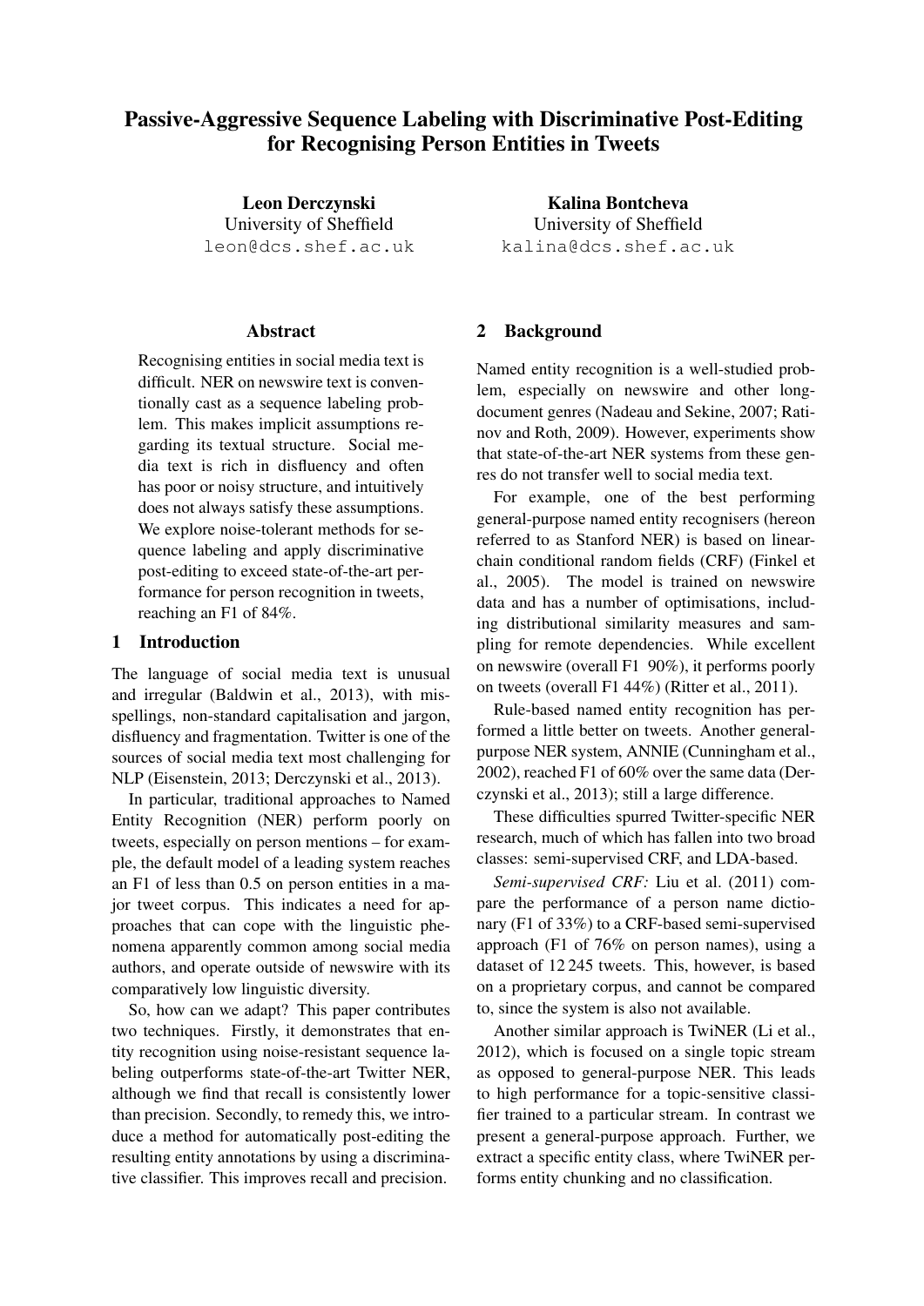# Passive-Aggressive Sequence Labeling with Discriminative Post-Editing for Recognising Person Entities in Tweets

**Leon Derczynski**
University of Sheffield
leon@dcs.shef.ac.uk

**Kalina Bontcheva**
University of Sheffield
kalina@dcs.shef.ac.uk

## Abstract

Recognising entities in social media text is difficult. NER on newswire text is conventionally cast as a sequence labeling problem. This makes implicit assumptions regarding its textual structure. Social media text is rich in disfluency and often has poor or noisy structure, and intuitively does not always satisfy these assumptions. We explore noise-tolerant methods for sequence labeling and apply discriminative post-editing to exceed state-of-the-art performance for person recognition in tweets, reaching an F1 of 84%.

## 1 Introduction

The language of social media text is unusual and irregular (Baldwin et al., 2013), with misspellings, non-standard capitalisation and jargon, disfluency and fragmentation. Twitter is one of the sources of social media text most challenging for NLP (Eisenstein, 2013; Derczynski et al., 2013).

In particular, traditional approaches to Named Entity Recognition (NER) perform poorly on tweets, especially on person mentions – for example, the default model of a leading system reaches an F1 of less than 0.5 on person entities in a major tweet corpus. This indicates a need for approaches that can cope with the linguistic phenomena apparently common among social media authors, and operate outside of newswire with its comparatively low linguistic diversity.

So, how can we adapt? This paper contributes two techniques. Firstly, it demonstrates that entity recognition using noise-resistant sequence labeling outperforms state-of-the-art Twitter NER, although we find that recall is consistently lower than precision. Secondly, to remedy this, we introduce a method for automatically post-editing the resulting entity annotations by using a discriminative classifier. This improves recall and precision.

## 2 Background

Named entity recognition is a well-studied problem, especially on newswire and other long-document genres (Nadeau and Sekine, 2007; Ratinov and Roth, 2009). However, experiments show that state-of-the-art NER systems from these genres do not transfer well to social media text.

For example, one of the best performing general-purpose named entity recognisers (hereon referred to as Stanford NER) is based on linear-chain conditional random fields (CRF) (Finkel et al., 2005). The model is trained on newswire data and has a number of optimisations, including distributional similarity measures and sampling for remote dependencies. While excellent on newswire (overall F1 90%), it performs poorly on tweets (overall F1 44%) (Ritter et al., 2011).

Rule-based named entity recognition has performed a little better on tweets. Another general-purpose NER system, ANNIE (Cunningham et al., 2002), reached F1 of 60% over the same data (Derczynski et al., 2013); still a large difference.

These difficulties spurred Twitter-specific NER research, much of which has fallen into two broad classes: semi-supervised CRF, and LDA-based.

*Semi-supervised CRF:* Liu et al. (2011) compare the performance of a person name dictionary (F1 of 33%) to a CRF-based semi-supervised approach (F1 of 76% on person names), using a dataset of 12 245 tweets. This, however, is based on a proprietary corpus, and cannot be compared to, since the system is also not available.

Another similar approach is TwiNER (Li et al., 2012), which is focused on a single topic stream as opposed to general-purpose NER. This leads to high performance for a topic-sensitive classifier trained to a particular stream. In contrast we present a general-purpose approach. Further, we extract a specific entity class, where TwiNER performs entity chunking and no classification.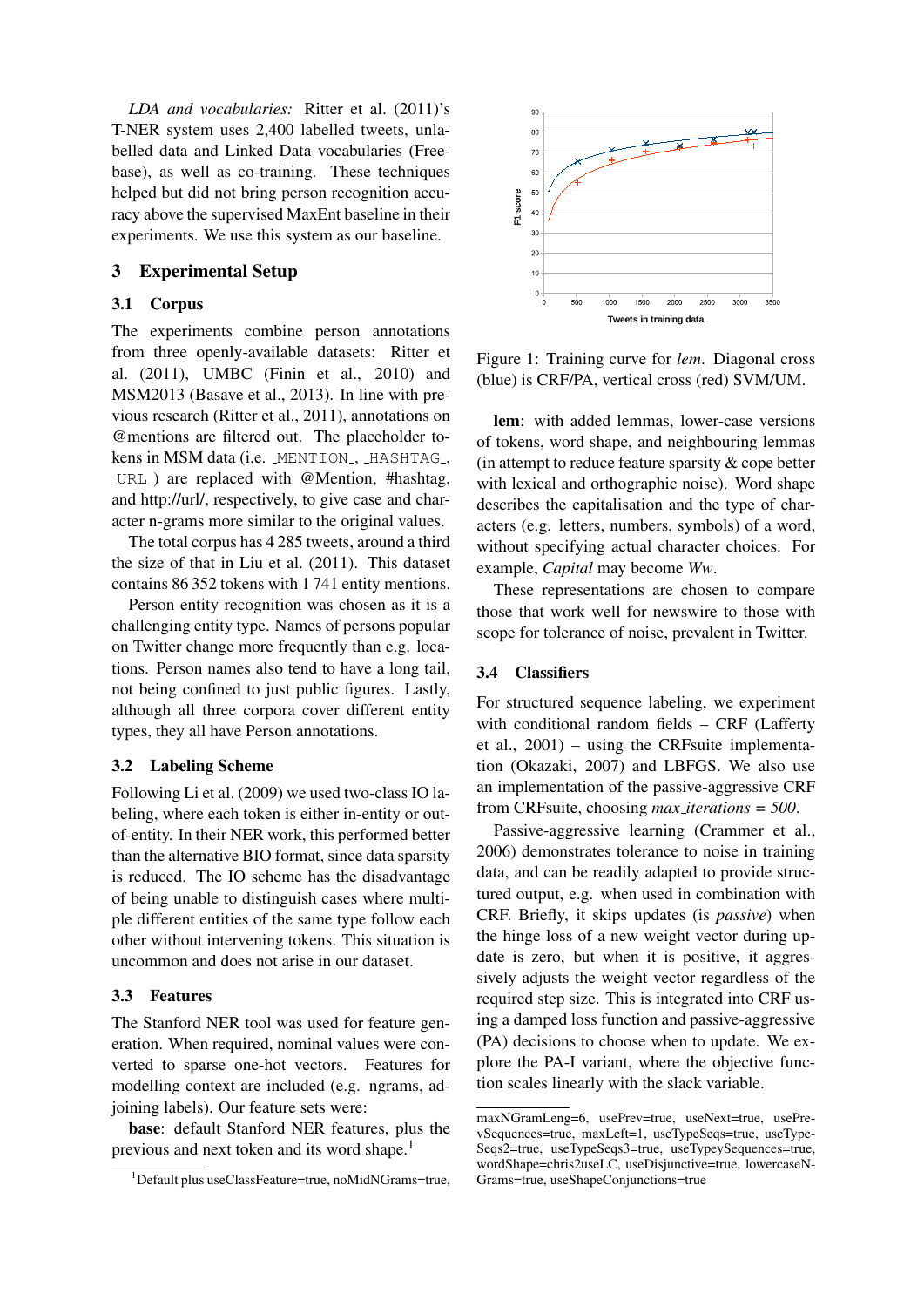*LDA and vocabularies:* Ritter et al. (2011)'s T-NER system uses 2,400 labelled tweets, unlabelled data and Linked Data vocabularies (Freebase), as well as co-training. These techniques helped but did not bring person recognition accuracy above the supervised MaxEnt baseline in their experiments. We use this system as our baseline.

## 3 Experimental Setup

### 3.1 Corpus

The experiments combine person annotations from three openly-available datasets: Ritter et al. (2011), UMBC (Finin et al., 2010) and MSM2013 (Basave et al., 2013). In line with previous research (Ritter et al., 2011), annotations on @mentions are filtered out. The placeholder tokens in MSM data (i.e. _MENTION_, _HASHTAG_, _URL_) are replaced with @Mention, #hashtag, and http://url/, respectively, to give case and character n-grams more similar to the original values.

The total corpus has 4 285 tweets, around a third the size of that in Liu et al. (2011). This dataset contains 86 352 tokens with 1 741 entity mentions.

Person entity recognition was chosen as it is a challenging entity type. Names of persons popular on Twitter change more frequently than e.g. locations. Person names also tend to have a long tail, not being confined to just public figures. Lastly, although all three corpora cover different entity types, they all have Person annotations.

### 3.2 Labeling Scheme

Following Li et al. (2009) we used two-class IO labeling, where each token is either in-entity or out-of-entity. In their NER work, this performed better than the alternative BIO format, since data sparsity is reduced. The IO scheme has the disadvantage of being unable to distinguish cases where multiple different entities of the same type follow each other without intervening tokens. This situation is uncommon and does not arise in our dataset.

### 3.3 Features

The Stanford NER tool was used for feature generation. When required, nominal values were converted to sparse one-hot vectors. Features for modelling context are included (e.g. ngrams, adjoining labels). Our feature sets were:

**base**: default Stanford NER features, plus the previous and next token and its word shape.[1]

Figure 1: Training curve for *lem*. Diagonal cross (blue) is CRF/PA, vertical cross (red) SVM/UM.

**lem**: with added lemmas, lower-case versions of tokens, word shape, and neighbouring lemmas (in attempt to reduce feature sparsity & cope better with lexical and orthographic noise). Word shape describes the capitalisation and the type of characters (e.g. letters, numbers, symbols) of a word, without specifying actual character choices. For example, *Capital* may become *Ww*.

These representations are chosen to compare those that work well for newswire to those with scope for tolerance of noise, prevalent in Twitter.

### 3.4 Classifiers

For structured sequence labeling, we experiment with conditional random fields – CRF (Lafferty et al., 2001) – using the CRFsuite implementation (Okazaki, 2007) and LBFGS. We also use an implementation of the passive-aggressive CRF from CRFsuite, choosing *max_iterations = 500*.

Passive-aggressive learning (Crammer et al., 2006) demonstrates tolerance to noise in training data, and can be readily adapted to provide structured output, e.g. when used in combination with CRF. Briefly, it skips updates (is *passive*) when the hinge loss of a new weight vector during update is zero, but when it is positive, it aggressively adjusts the weight vector regardless of the required step size. This is integrated into CRF using a damped loss function and passive-aggressive (PA) decisions to choose when to update. We explore the PA-I variant, where the objective function scales linearly with the slack variable.

[1] Default plus useClassFeature=true, noMidNGrams=true, maxNGramLeng=6, usePrev=true, useNext=true, usePrevSequences=true, maxLeft=1, useTypeSeqs=true, useTypeSeqs2=true, useTypeSeqs3=true, useTypeySequences=true, wordShape=chris2useLC, useDisjunctive=true, lowercaseNGrams=true, useShapeConjunctions=true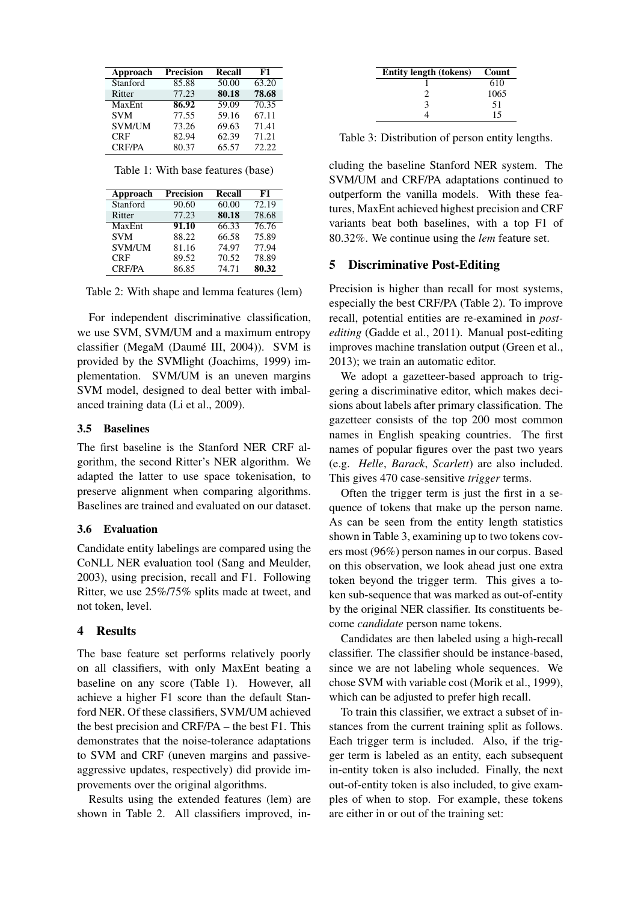| Approach | Precision | Recall | F1 |
|---|---|---|---|
| Stanford | 85.88 | 50.00 | 63.20 |
| Ritter | 77.23 | **80.18** | **78.68** |
| MaxEnt | **86.92** | 59.09 | 70.35 |
| SVM | 77.55 | 59.16 | 67.11 |
| SVM/UM | 73.26 | 69.63 | 71.41 |
| CRF | 82.94 | 62.39 | 71.21 |
| CRF/PA | 80.37 | 65.57 | 72.22 |

Table 1: With base features (base)

| Approach | Precision | Recall | F1 |
|---|---|---|---|
| Stanford | 90.60 | 60.00 | 72.19 |
| Ritter | 77.23 | **80.18** | 78.68 |
| MaxEnt | **91.10** | 66.33 | 76.76 |
| SVM | 88.22 | 66.58 | 75.89 |
| SVM/UM | 81.16 | 74.97 | 77.94 |
| CRF | 89.52 | 70.52 | 78.89 |
| CRF/PA | 86.85 | 74.71 | **80.32** |

Table 2: With shape and lemma features (lem)

For independent discriminative classification, we use SVM, SVM/UM and a maximum entropy classifier (MegaM (Daumé III, 2004)). SVM is provided by the SVMlight (Joachims, 1999) implementation. SVM/UM is an uneven margins SVM model, designed to deal better with imbalanced training data (Li et al., 2009).

### 3.5 Baselines

The first baseline is the Stanford NER CRF algorithm, the second Ritter's NER algorithm. We adapted the latter to use space tokenisation, to preserve alignment when comparing algorithms. Baselines are trained and evaluated on our dataset.

### 3.6 Evaluation

Candidate entity labelings are compared using the CoNLL NER evaluation tool (Sang and Meulder, 2003), using precision, recall and F1. Following Ritter, we use 25%/75% splits made at tweet, and not token, level.

## 4 Results

The base feature set performs relatively poorly on all classifiers, with only MaxEnt beating a baseline on any score (Table 1). However, all achieve a higher F1 score than the default Stanford NER. Of these classifiers, SVM/UM achieved the best precision and CRF/PA – the best F1. This demonstrates that the noise-tolerance adaptations to SVM and CRF (uneven margins and passive-aggressive updates, respectively) did provide improvements over the original algorithms.

Results using the extended features (lem) are shown in Table 2. All classifiers improved, including the baseline Stanford NER system. The SVM/UM and CRF/PA adaptations continued to outperform the vanilla models. With these features, MaxEnt achieved highest precision and CRF variants beat both baselines, with a top F1 of 80.32%. We continue using the *lem* feature set.

| Entity length (tokens) | Count |
|---|---|
| 1 | 610 |
| 2 | 1065 |
| 3 | 51 |
| 4 | 15 |

Table 3: Distribution of person entity lengths.

## 5 Discriminative Post-Editing

Precision is higher than recall for most systems, especially the best CRF/PA (Table 2). To improve recall, potential entities are re-examined in *post-editing* (Gadde et al., 2011). Manual post-editing improves machine translation output (Green et al., 2013); we train an automatic editor.

We adopt a gazetteer-based approach to triggering a discriminative editor, which makes decisions about labels after primary classification. The gazetteer consists of the top 200 most common names in English speaking countries. The first names of popular figures over the past two years (e.g. *Helle*, *Barack*, *Scarlett*) are also included. This gives 470 case-sensitive *trigger* terms.

Often the trigger term is just the first in a sequence of tokens that make up the person name. As can be seen from the entity length statistics shown in Table 3, examining up to two tokens covers most (96%) person names in our corpus. Based on this observation, we look ahead just one extra token beyond the trigger term. This gives a token sub-sequence that was marked as out-of-entity by the original NER classifier. Its constituents become *candidate* person name tokens.

Candidates are then labeled using a high-recall classifier. The classifier should be instance-based, since we are not labeling whole sequences. We chose SVM with variable cost (Morik et al., 1999), which can be adjusted to prefer high recall.

To train this classifier, we extract a subset of instances from the current training split as follows. Each trigger term is included. Also, if the trigger term is labeled as an entity, each subsequent in-entity token is also included. Finally, the next out-of-entity token is also included, to give examples of when to stop. For example, these tokens are either in or out of the training set: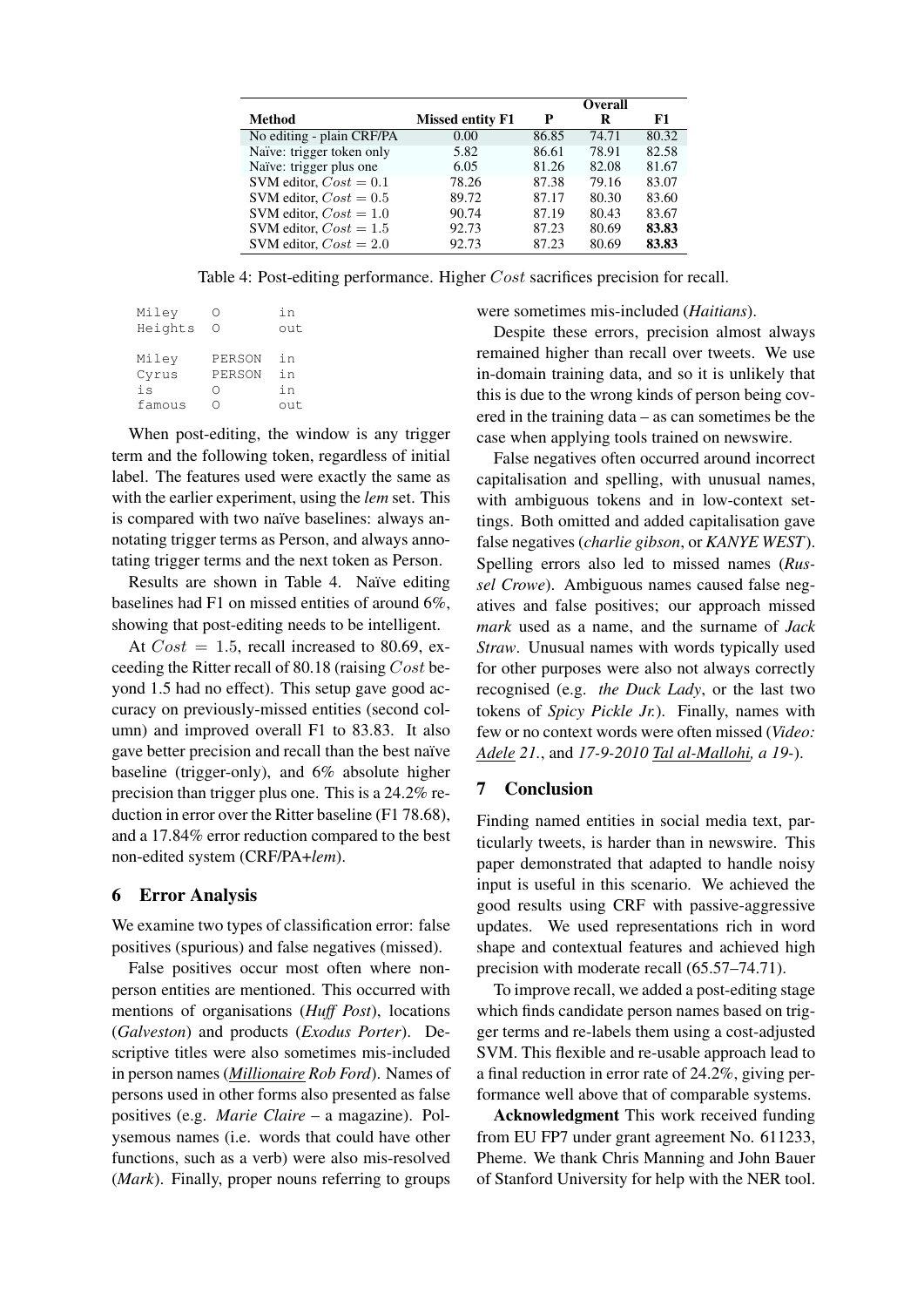| Method | Missed entity F1 | Overall | | |
|---|---|---|---|---|
| | | P | R | F1 |
| No editing - plain CRF/PA | 0.00 | 86.85 | 74.71 | 80.32 |
| Naïve: trigger token only | 5.82 | 86.61 | 78.91 | 82.58 |
| Naïve: trigger plus one | 6.05 | 81.26 | 82.08 | 81.67 |
| SVM editor, $Cost = 0.1$ | 78.26 | 87.38 | 79.16 | 83.07 |
| SVM editor, $Cost = 0.5$ | 89.72 | 87.17 | 80.30 | 83.60 |
| SVM editor, $Cost = 1.0$ | 90.74 | 87.19 | 80.43 | 83.67 |
| SVM editor, $Cost = 1.5$ | 92.73 | 87.23 | 80.69 | **83.83** |
| SVM editor, $Cost = 2.0$ | 92.73 | 87.23 | 80.69 | **83.83** |

Table 4: Post-editing performance. Higher $Cost$ sacrifices precision for recall.

```
Miley     O        in
Heights   O        out

Miley     PERSON   in
Cyrus     PERSON   in
is        O        in
famous    O        out
```

When post-editing, the window is any trigger term and the following token, regardless of initial label. The features used were exactly the same as with the earlier experiment, using the *lem* set. This is compared with two naïve baselines: always annotating trigger terms as Person, and always annotating trigger terms and the next token as Person.

Results are shown in Table 4. Naïve editing baselines had F1 on missed entities of around 6%, showing that post-editing needs to be intelligent.

At $Cost = 1.5$, recall increased to 80.69, exceeding the Ritter recall of 80.18 (raising $Cost$ beyond 1.5 had no effect). This setup gave good accuracy on previously-missed entities (second column) and improved overall F1 to 83.83. It also gave better precision and recall than the best naïve baseline (trigger-only), and 6% absolute higher precision than trigger plus one. This is a 24.2% reduction in error over the Ritter baseline (F1 78.68), and a 17.84% error reduction compared to the best non-edited system (CRF/PA+*lem*).

## 6 Error Analysis

We examine two types of classification error: false positives (spurious) and false negatives (missed).

False positives occur most often where non-person entities are mentioned. This occurred with mentions of organisations (*Huff Post*), locations (*Galveston*) and products (*Exodus Porter*). Descriptive titles were also sometimes mis-included in person names (***Millionaire*** *Rob Ford*). Names of persons used in other forms also presented as false positives (e.g. *Marie Claire* – a magazine). Polysemous names (i.e. words that could have other functions, such as a verb) were also mis-resolved (*Mark*). Finally, proper nouns referring to groups were sometimes mis-included (*Haitians*).

Despite these errors, precision almost always remained higher than recall over tweets. We use in-domain training data, and so it is unlikely that this is due to the wrong kinds of person being covered in the training data – as can sometimes be the case when applying tools trained on newswire.

False negatives often occurred around incorrect capitalisation and spelling, with unusual names, with ambiguous tokens and in low-context settings. Both omitted and added capitalisation gave false negatives (*charlie gibson*, or *KANYE WEST*). Spelling errors also led to missed names (*Russel Crowe*). Ambiguous names caused false negatives and false positives; our approach missed *mark* used as a name, and the surname of *Jack Straw*. Unusual names with words typically used for other purposes were also not always correctly recognised (e.g. *the Duck Lady*, or the last two tokens of *Spicy Pickle Jr.*). Finally, names with few or no context words were often missed (*Video: Adele 21.*, and *17-9-2010 Tal al-Mallohi, a 19-*).

## 7 Conclusion

Finding named entities in social media text, particularly tweets, is harder than in newswire. This paper demonstrated that adapted to handle noisy input is useful in this scenario. We achieved the good results using CRF with passive-aggressive updates. We used representations rich in word shape and contextual features and achieved high precision with moderate recall (65.57–74.71).

To improve recall, we added a post-editing stage which finds candidate person names based on trigger terms and re-labels them using a cost-adjusted SVM. This flexible and re-usable approach lead to a final reduction in error rate of 24.2%, giving performance well above that of comparable systems.

**Acknowledgment** This work received funding from EU FP7 under grant agreement No. 611233, Pheme. We thank Chris Manning and John Bauer of Stanford University for help with the NER tool.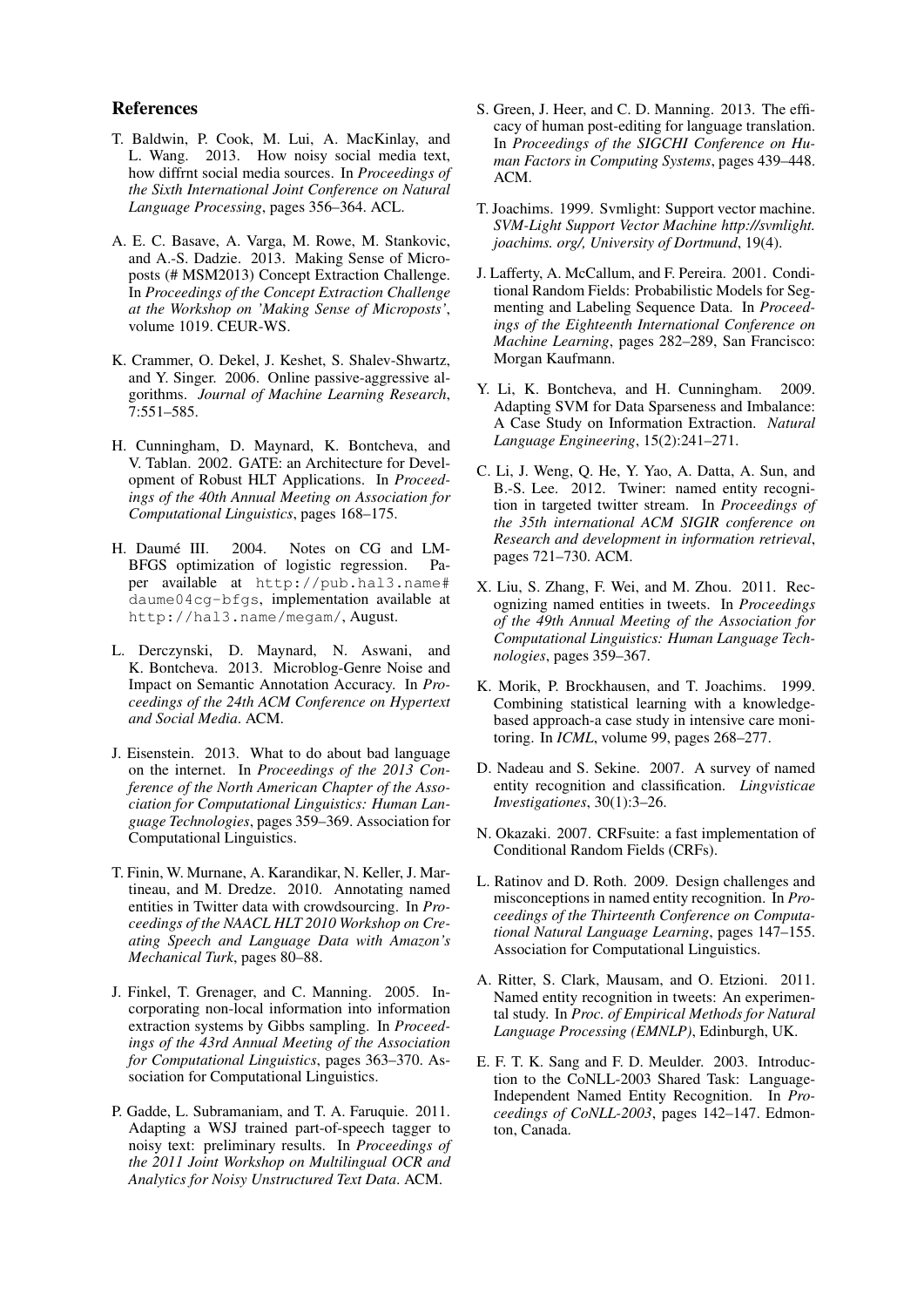## References

T. Baldwin, P. Cook, M. Lui, A. MacKinlay, and L. Wang. 2013. How noisy social media text, how diffrnt social media sources. In *Proceedings of the Sixth International Joint Conference on Natural Language Processing*, pages 356–364. ACL.

A. E. C. Basave, A. Varga, M. Rowe, M. Stankovic, and A.-S. Dadzie. 2013. Making Sense of Microposts (# MSM2013) Concept Extraction Challenge. In *Proceedings of the Concept Extraction Challenge at the Workshop on 'Making Sense of Microposts'*, volume 1019. CEUR-WS.

K. Crammer, O. Dekel, J. Keshet, S. Shalev-Shwartz, and Y. Singer. 2006. Online passive-aggressive algorithms. *Journal of Machine Learning Research*, 7:551–585.

H. Cunningham, D. Maynard, K. Bontcheva, and V. Tablan. 2002. GATE: an Architecture for Development of Robust HLT Applications. In *Proceedings of the 40th Annual Meeting on Association for Computational Linguistics*, pages 168–175.

H. Daumé III. 2004. Notes on CG and LM-BFGS optimization of logistic regression. Paper available at `http://pub.hal3.name#daume04cg-bfgs`, implementation available at `http://hal3.name/megam/`, August.

L. Derczynski, D. Maynard, N. Aswani, and K. Bontcheva. 2013. Microblog-Genre Noise and Impact on Semantic Annotation Accuracy. In *Proceedings of the 24th ACM Conference on Hypertext and Social Media*. ACM.

J. Eisenstein. 2013. What to do about bad language on the internet. In *Proceedings of the 2013 Conference of the North American Chapter of the Association for Computational Linguistics: Human Language Technologies*, pages 359–369. Association for Computational Linguistics.

T. Finin, W. Murnane, A. Karandikar, N. Keller, J. Martineau, and M. Dredze. 2010. Annotating named entities in Twitter data with crowdsourcing. In *Proceedings of the NAACL HLT 2010 Workshop on Creating Speech and Language Data with Amazon's Mechanical Turk*, pages 80–88.

J. Finkel, T. Grenager, and C. Manning. 2005. Incorporating non-local information into information extraction systems by Gibbs sampling. In *Proceedings of the 43rd Annual Meeting of the Association for Computational Linguistics*, pages 363–370. Association for Computational Linguistics.

P. Gadde, L. Subramaniam, and T. A. Faruquie. 2011. Adapting a WSJ trained part-of-speech tagger to noisy text: preliminary results. In *Proceedings of the 2011 Joint Workshop on Multilingual OCR and Analytics for Noisy Unstructured Text Data*. ACM.

S. Green, J. Heer, and C. D. Manning. 2013. The efficacy of human post-editing for language translation. In *Proceedings of the SIGCHI Conference on Human Factors in Computing Systems*, pages 439–448. ACM.

T. Joachims. 1999. Svmlight: Support vector machine. *SVM-Light Support Vector Machine http://svmlight.joachims.org/, University of Dortmund*, 19(4).

J. Lafferty, A. McCallum, and F. Pereira. 2001. Conditional Random Fields: Probabilistic Models for Segmenting and Labeling Sequence Data. In *Proceedings of the Eighteenth International Conference on Machine Learning*, pages 282–289, San Francisco: Morgan Kaufmann.

Y. Li, K. Bontcheva, and H. Cunningham. 2009. Adapting SVM for Data Sparseness and Imbalance: A Case Study on Information Extraction. *Natural Language Engineering*, 15(2):241–271.

C. Li, J. Weng, Q. He, Y. Yao, A. Datta, A. Sun, and B.-S. Lee. 2012. Twiner: named entity recognition in targeted twitter stream. In *Proceedings of the 35th international ACM SIGIR conference on Research and development in information retrieval*, pages 721–730. ACM.

X. Liu, S. Zhang, F. Wei, and M. Zhou. 2011. Recognizing named entities in tweets. In *Proceedings of the 49th Annual Meeting of the Association for Computational Linguistics: Human Language Technologies*, pages 359–367.

K. Morik, P. Brockhausen, and T. Joachims. 1999. Combining statistical learning with a knowledge-based approach-a case study in intensive care monitoring. In *ICML*, volume 99, pages 268–277.

D. Nadeau and S. Sekine. 2007. A survey of named entity recognition and classification. *Lingvisticae Investigationes*, 30(1):3–26.

N. Okazaki. 2007. CRFsuite: a fast implementation of Conditional Random Fields (CRFs).

L. Ratinov and D. Roth. 2009. Design challenges and misconceptions in named entity recognition. In *Proceedings of the Thirteenth Conference on Computational Natural Language Learning*, pages 147–155. Association for Computational Linguistics.

A. Ritter, S. Clark, Mausam, and O. Etzioni. 2011. Named entity recognition in tweets: An experimental study. In *Proc. of Empirical Methods for Natural Language Processing (EMNLP)*, Edinburgh, UK.

E. F. T. K. Sang and F. D. Meulder. 2003. Introduction to the CoNLL-2003 Shared Task: Language-Independent Named Entity Recognition. In *Proceedings of CoNLL-2003*, pages 142–147. Edmonton, Canada.